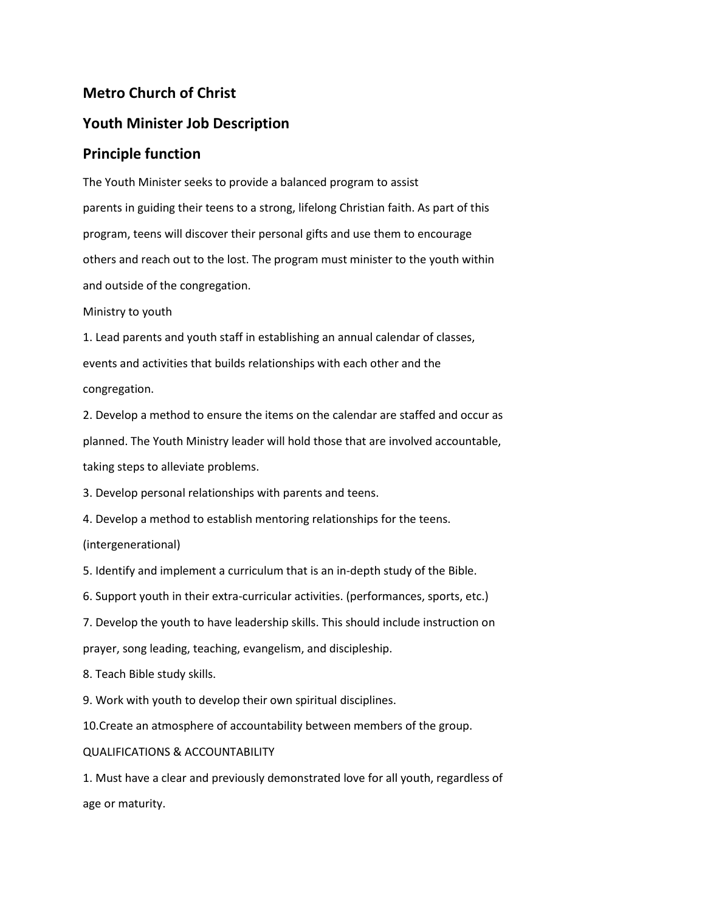## Metro Church of Christ

## Youth Minister Job Description

## Principle function

The Youth Minister seeks to provide a balanced program to assist parents in guiding their teens to a strong, lifelong Christian faith. As part of this program, teens will discover their personal gifts and use them to encourage others and reach out to the lost. The program must minister to the youth within and outside of the congregation.

Ministry to youth

1. Lead parents and youth staff in establishing an annual calendar of classes, events and activities that builds relationships with each other and the congregation.
2. Develop a method to ensure the items on the calendar are staffed and occur as planned. The Youth Ministry leader will hold those that are involved accountable, taking steps to alleviate problems.
3. Develop personal relationships with parents and teens.
4. Develop a method to establish mentoring relationships for the teens. (intergenerational)
5. Identify and implement a curriculum that is an in-depth study of the Bible.
6. Support youth in their extra-curricular activities. (performances, sports, etc.)
7. Develop the youth to have leadership skills. This should include instruction on prayer, song leading, teaching, evangelism, and discipleship.
8. Teach Bible study skills.
9. Work with youth to develop their own spiritual disciplines.
10. Create an atmosphere of accountability between members of the group.

QUALIFICATIONS & ACCOUNTABILITY

1. Must have a clear and previously demonstrated love for all youth, regardless of age or maturity.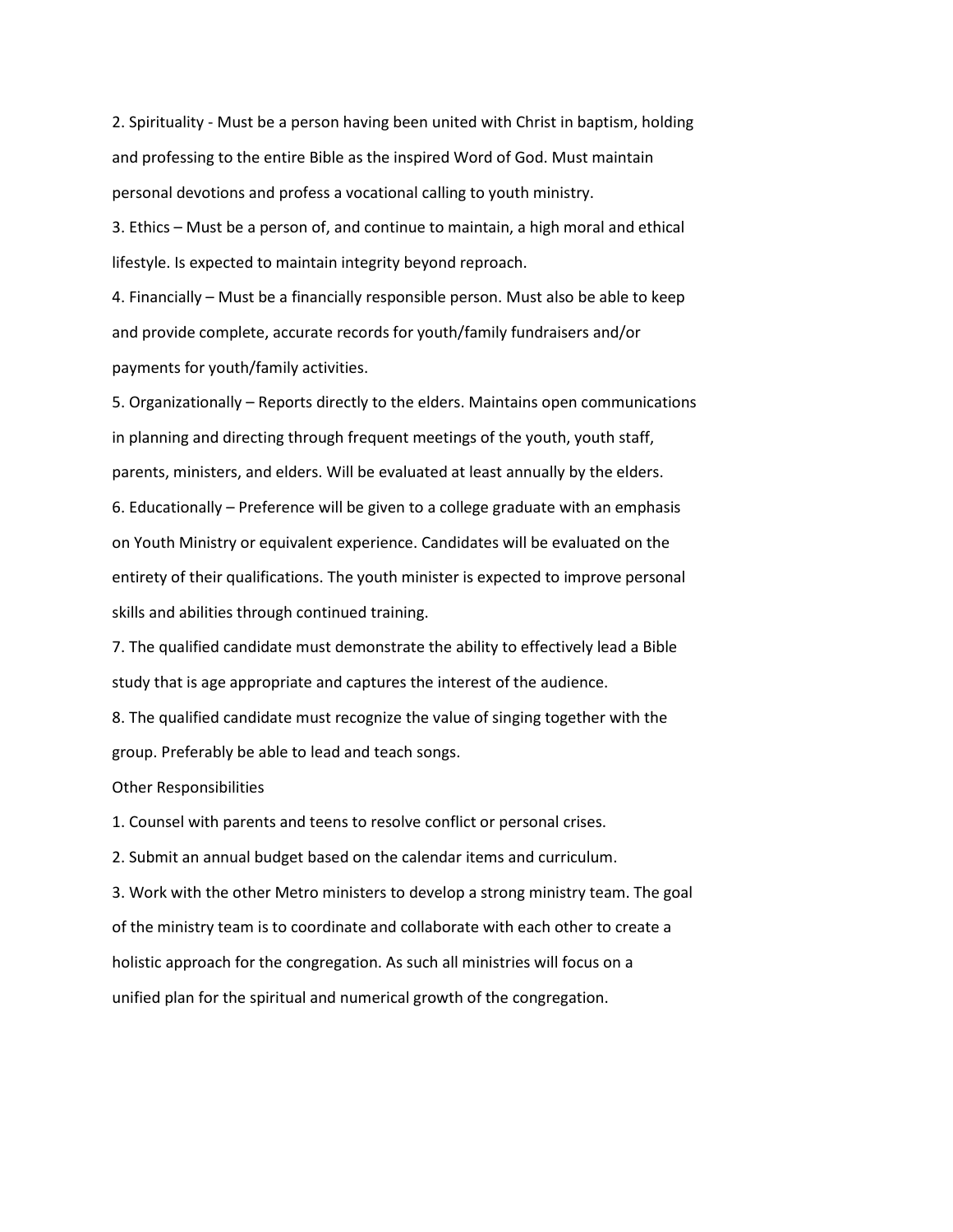2. Spirituality - Must be a person having been united with Christ in baptism, holding and professing to the entire Bible as the inspired Word of God. Must maintain personal devotions and profess a vocational calling to youth ministry.

3. Ethics – Must be a person of, and continue to maintain, a high moral and ethical lifestyle. Is expected to maintain integrity beyond reproach.

4. Financially – Must be a financially responsible person. Must also be able to keep and provide complete, accurate records for youth/family fundraisers and/or payments for youth/family activities.

5. Organizationally – Reports directly to the elders. Maintains open communications in planning and directing through frequent meetings of the youth, youth staff, parents, ministers, and elders. Will be evaluated at least annually by the elders.

6. Educationally – Preference will be given to a college graduate with an emphasis on Youth Ministry or equivalent experience. Candidates will be evaluated on the entirety of their qualifications. The youth minister is expected to improve personal skills and abilities through continued training.

7. The qualified candidate must demonstrate the ability to effectively lead a Bible study that is age appropriate and captures the interest of the audience.

8. The qualified candidate must recognize the value of singing together with the group. Preferably be able to lead and teach songs.

Other Responsibilities

1. Counsel with parents and teens to resolve conflict or personal crises.

2. Submit an annual budget based on the calendar items and curriculum.

3. Work with the other Metro ministers to develop a strong ministry team. The goal of the ministry team is to coordinate and collaborate with each other to create a holistic approach for the congregation. As such all ministries will focus on a unified plan for the spiritual and numerical growth of the congregation.